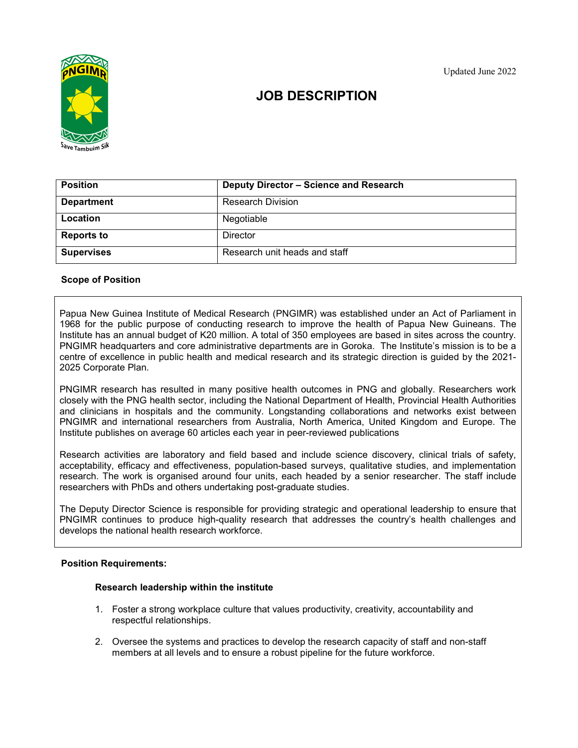Updated June 2022

# JOB DESCRIPTION

| Position | Deputy Director – Science and Research |
|---|---|
| Department | Research Division |
| Location | Negotiable |
| Reports to | Director |
| Supervises | Research unit heads and staff |

**Scope of Position**

Papua New Guinea Institute of Medical Research (PNGIMR) was established under an Act of Parliament in 1968 for the public purpose of conducting research to improve the health of Papua New Guineans. The Institute has an annual budget of K20 million. A total of 350 employees are based in sites across the country. PNGIMR headquarters and core administrative departments are in Goroka. The Institute's mission is to be a centre of excellence in public health and medical research and its strategic direction is guided by the 2021-2025 Corporate Plan.

PNGIMR research has resulted in many positive health outcomes in PNG and globally. Researchers work closely with the PNG health sector, including the National Department of Health, Provincial Health Authorities and clinicians in hospitals and the community. Longstanding collaborations and networks exist between PNGIMR and international researchers from Australia, North America, United Kingdom and Europe. The Institute publishes on average 60 articles each year in peer-reviewed publications

Research activities are laboratory and field based and include science discovery, clinical trials of safety, acceptability, efficacy and effectiveness, population-based surveys, qualitative studies, and implementation research. The work is organised around four units, each headed by a senior researcher. The staff include researchers with PhDs and others undertaking post-graduate studies.

The Deputy Director Science is responsible for providing strategic and operational leadership to ensure that PNGIMR continues to produce high-quality research that addresses the country's health challenges and develops the national health research workforce.

**Position Requirements:**

**Research leadership within the institute**

1. Foster a strong workplace culture that values productivity, creativity, accountability and respectful relationships.
2. Oversee the systems and practices to develop the research capacity of staff and non-staff members at all levels and to ensure a robust pipeline for the future workforce.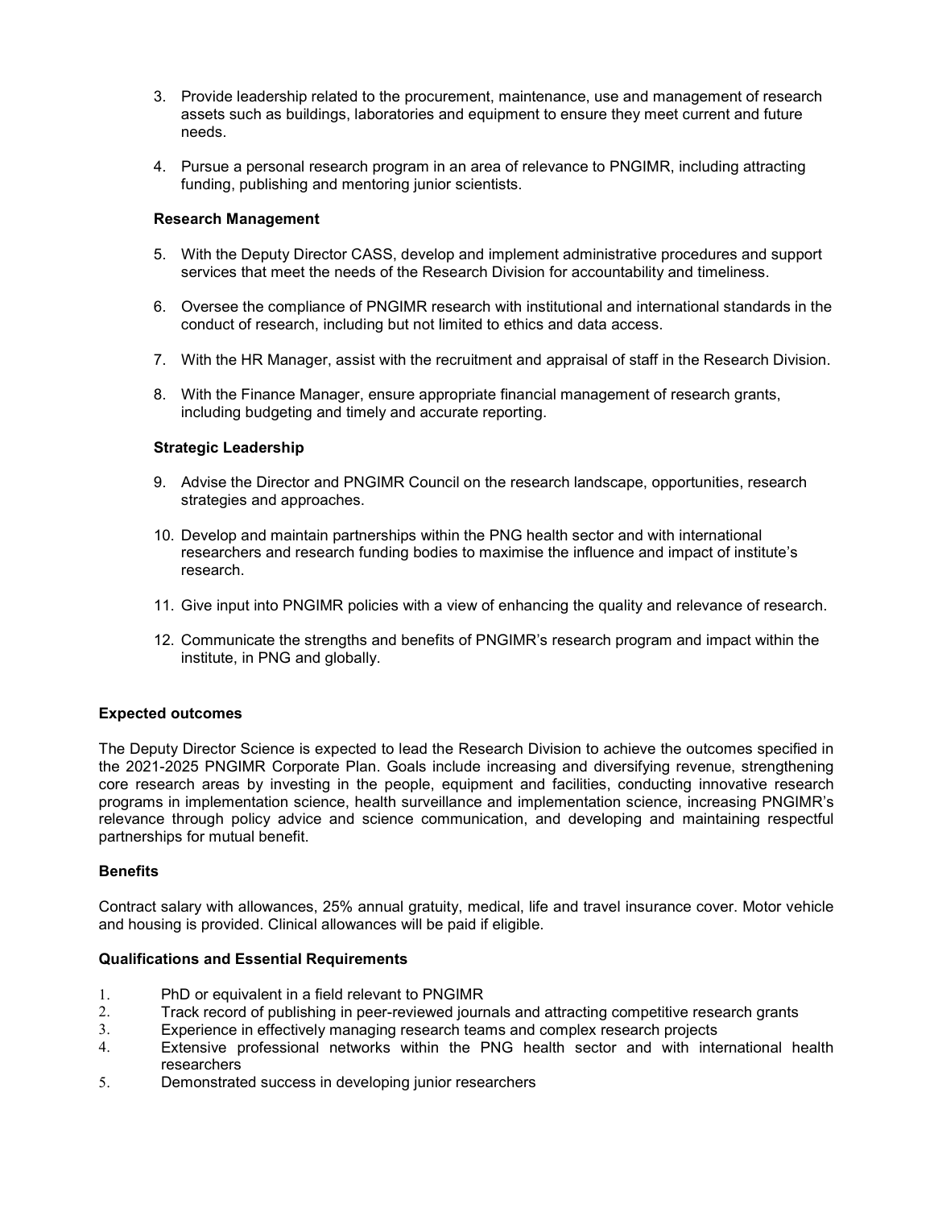3. Provide leadership related to the procurement, maintenance, use and management of research assets such as buildings, laboratories and equipment to ensure they meet current and future needs.

4. Pursue a personal research program in an area of relevance to PNGIMR, including attracting funding, publishing and mentoring junior scientists.

**Research Management**

5. With the Deputy Director CASS, develop and implement administrative procedures and support services that meet the needs of the Research Division for accountability and timeliness.

6. Oversee the compliance of PNGIMR research with institutional and international standards in the conduct of research, including but not limited to ethics and data access.

7. With the HR Manager, assist with the recruitment and appraisal of staff in the Research Division.

8. With the Finance Manager, ensure appropriate financial management of research grants, including budgeting and timely and accurate reporting.

**Strategic Leadership**

9. Advise the Director and PNGIMR Council on the research landscape, opportunities, research strategies and approaches.

10. Develop and maintain partnerships within the PNG health sector and with international researchers and research funding bodies to maximise the influence and impact of institute's research.

11. Give input into PNGIMR policies with a view of enhancing the quality and relevance of research.

12. Communicate the strengths and benefits of PNGIMR's research program and impact within the institute, in PNG and globally.

**Expected outcomes**

The Deputy Director Science is expected to lead the Research Division to achieve the outcomes specified in the 2021-2025 PNGIMR Corporate Plan. Goals include increasing and diversifying revenue, strengthening core research areas by investing in the people, equipment and facilities, conducting innovative research programs in implementation science, health surveillance and implementation science, increasing PNGIMR's relevance through policy advice and science communication, and developing and maintaining respectful partnerships for mutual benefit.

**Benefits**

Contract salary with allowances, 25% annual gratuity, medical, life and travel insurance cover. Motor vehicle and housing is provided. Clinical allowances will be paid if eligible.

**Qualifications and Essential Requirements**

1. PhD or equivalent in a field relevant to PNGIMR
2. Track record of publishing in peer-reviewed journals and attracting competitive research grants
3. Experience in effectively managing research teams and complex research projects
4. Extensive professional networks within the PNG health sector and with international health researchers
5. Demonstrated success in developing junior researchers